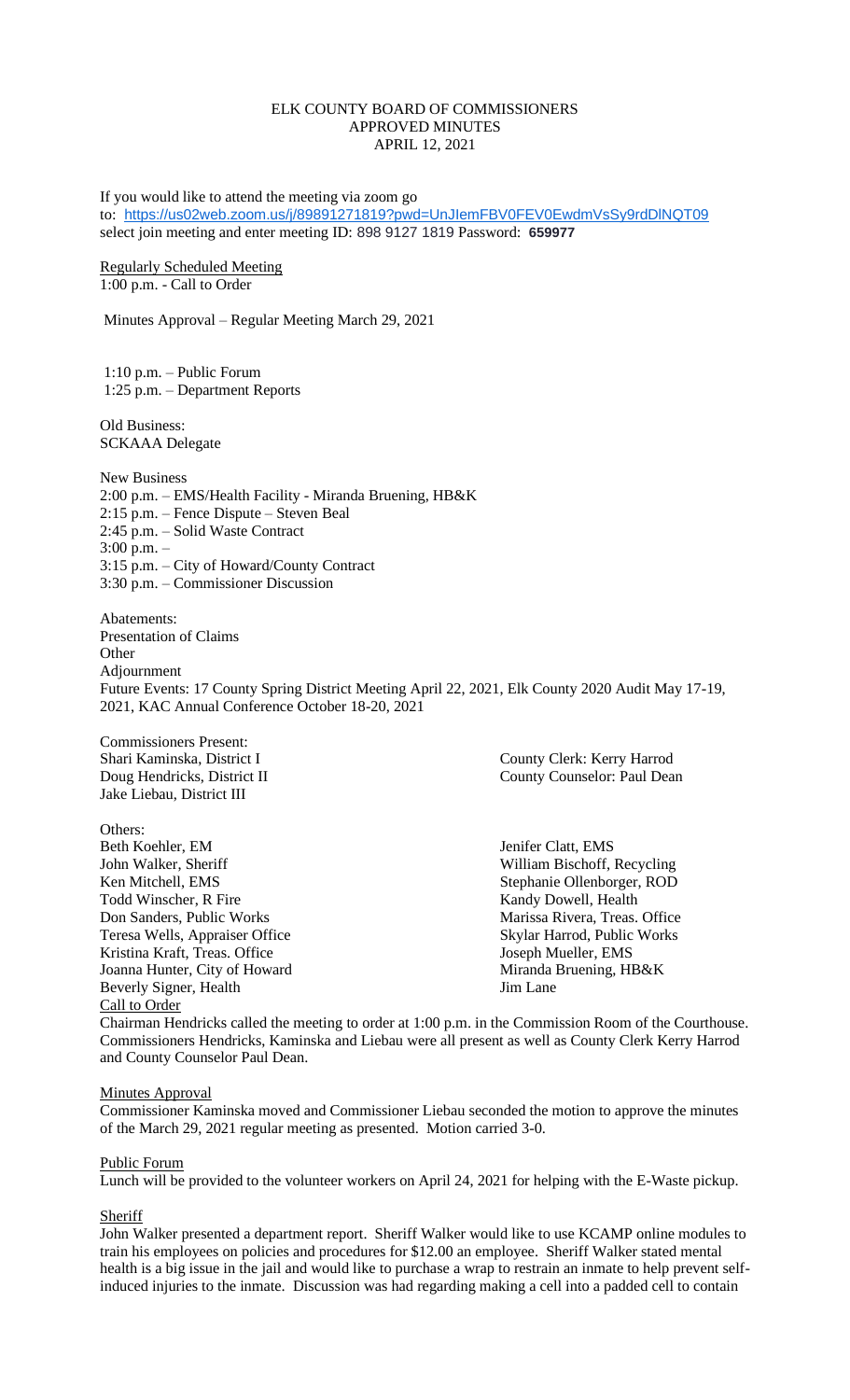# ELK COUNTY BOARD OF COMMISSIONERS
## APPROVED MINUTES
### APRIL 12, 2021

If you would like to attend the meeting via zoom go to: https://us02web.zoom.us/j/89891271819?pwd=UnJIemFBV0FEV0EwdmVsSy9rdDlNQT09 select join meeting and enter meeting ID: 898 9127 1819 Password: **659977**

Regularly Scheduled Meeting
1:00 p.m. - Call to Order

Minutes Approval – Regular Meeting March 29, 2021

1:10 p.m. – Public Forum
1:25 p.m. – Department Reports

Old Business:
SCKAAA Delegate

New Business
2:00 p.m. – EMS/Health Facility - Miranda Bruening, HB&K
2:15 p.m. – Fence Dispute – Steven Beal
2:45 p.m. – Solid Waste Contract
3:00 p.m. –
3:15 p.m. – City of Howard/County Contract
3:30 p.m. – Commissioner Discussion

Abatements:
Presentation of Claims
Other
Adjournment
Future Events: 17 County Spring District Meeting April 22, 2021, Elk County 2020 Audit May 17-19, 2021, KAC Annual Conference October 18-20, 2021

Commissioners Present:
Shari Kaminska, District I
Doug Hendricks, District II
Jake Liebau, District III

County Clerk: Kerry Harrod
County Counselor: Paul Dean

Others:
Beth Koehler, EM
John Walker, Sheriff
Ken Mitchell, EMS
Todd Winscher, R Fire
Don Sanders, Public Works
Teresa Wells, Appraiser Office
Kristina Kraft, Treas. Office
Joanna Hunter, City of Howard
Beverly Signer, Health
Jenifer Clatt, EMS
William Bischoff, Recycling
Stephanie Ollenborger, ROD
Kandy Dowell, Health
Marissa Rivera, Treas. Office
Skylar Harrod, Public Works
Joseph Mueller, EMS
Miranda Bruening, HB&K
Jim Lane

Call to Order

Chairman Hendricks called the meeting to order at 1:00 p.m. in the Commission Room of the Courthouse. Commissioners Hendricks, Kaminska and Liebau were all present as well as County Clerk Kerry Harrod and County Counselor Paul Dean.

Minutes Approval

Commissioner Kaminska moved and Commissioner Liebau seconded the motion to approve the minutes of the March 29, 2021 regular meeting as presented. Motion carried 3-0.

Public Forum

Lunch will be provided to the volunteer workers on April 24, 2021 for helping with the E-Waste pickup.

Sheriff

John Walker presented a department report. Sheriff Walker would like to use KCAMP online modules to train his employees on policies and procedures for $12.00 an employee. Sheriff Walker stated mental health is a big issue in the jail and would like to purchase a wrap to restrain an inmate to help prevent self-induced injuries to the inmate. Discussion was had regarding making a cell into a padded cell to contain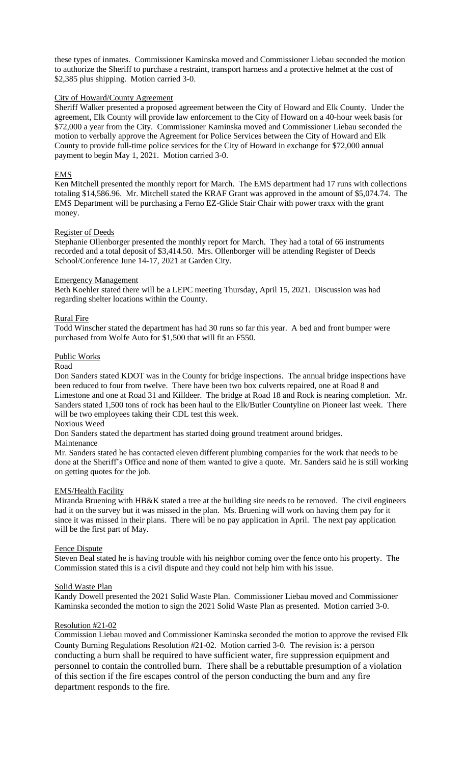these types of inmates. Commissioner Kaminska moved and Commissioner Liebau seconded the motion to authorize the Sheriff to purchase a restraint, transport harness and a protective helmet at the cost of $2,385 plus shipping. Motion carried 3-0.

City of Howard/County Agreement

Sheriff Walker presented a proposed agreement between the City of Howard and Elk County. Under the agreement, Elk County will provide law enforcement to the City of Howard on a 40-hour week basis for $72,000 a year from the City. Commissioner Kaminska moved and Commissioner Liebau seconded the motion to verbally approve the Agreement for Police Services between the City of Howard and Elk County to provide full-time police services for the City of Howard in exchange for $72,000 annual payment to begin May 1, 2021. Motion carried 3-0.

EMS

Ken Mitchell presented the monthly report for March. The EMS department had 17 runs with collections totaling $14,586.96. Mr. Mitchell stated the KRAF Grant was approved in the amount of $5,074.74. The EMS Department will be purchasing a Ferno EZ-Glide Stair Chair with power traxx with the grant money.

Register of Deeds

Stephanie Ollenborger presented the monthly report for March. They had a total of 66 instruments recorded and a total deposit of $3,414.50. Mrs. Ollenborger will be attending Register of Deeds School/Conference June 14-17, 2021 at Garden City.

Emergency Management

Beth Koehler stated there will be a LEPC meeting Thursday, April 15, 2021. Discussion was had regarding shelter locations within the County.

Rural Fire

Todd Winscher stated the department has had 30 runs so far this year. A bed and front bumper were purchased from Wolfe Auto for $1,500 that will fit an F550.

Public Works

Road

Don Sanders stated KDOT was in the County for bridge inspections. The annual bridge inspections have been reduced to four from twelve. There have been two box culverts repaired, one at Road 8 and Limestone and one at Road 31 and Killdeer. The bridge at Road 18 and Rock is nearing completion. Mr. Sanders stated 1,500 tons of rock has been haul to the Elk/Butler Countyline on Pioneer last week. There will be two employees taking their CDL test this week.

Noxious Weed

Don Sanders stated the department has started doing ground treatment around bridges.

Maintenance

Mr. Sanders stated he has contacted eleven different plumbing companies for the work that needs to be done at the Sheriff's Office and none of them wanted to give a quote. Mr. Sanders said he is still working on getting quotes for the job.

EMS/Health Facility

Miranda Bruening with HB&K stated a tree at the building site needs to be removed. The civil engineers had it on the survey but it was missed in the plan. Ms. Bruening will work on having them pay for it since it was missed in their plans. There will be no pay application in April. The next pay application will be the first part of May.

Fence Dispute

Steven Beal stated he is having trouble with his neighbor coming over the fence onto his property. The Commission stated this is a civil dispute and they could not help him with his issue.

Solid Waste Plan

Kandy Dowell presented the 2021 Solid Waste Plan. Commissioner Liebau moved and Commissioner Kaminska seconded the motion to sign the 2021 Solid Waste Plan as presented. Motion carried 3-0.

Resolution #21-02

Commission Liebau moved and Commissioner Kaminska seconded the motion to approve the revised Elk County Burning Regulations Resolution #21-02. Motion carried 3-0. The revision is: a person conducting a burn shall be required to have sufficient water, fire suppression equipment and personnel to contain the controlled burn. There shall be a rebuttable presumption of a violation of this section if the fire escapes control of the person conducting the burn and any fire department responds to the fire.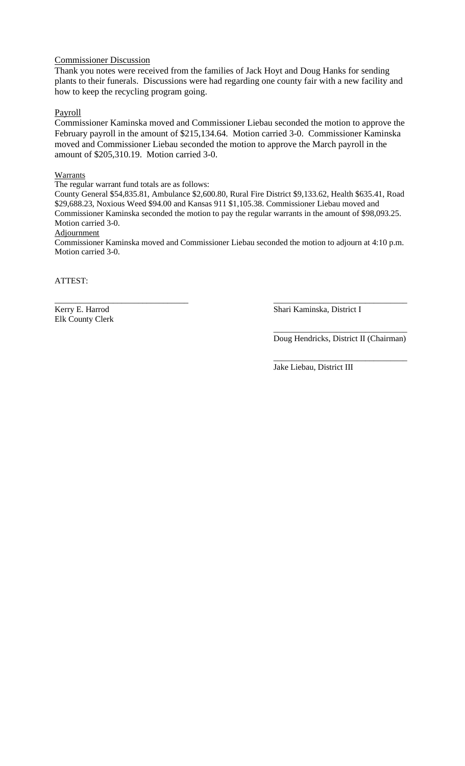Commissioner Discussion

Thank you notes were received from the families of Jack Hoyt and Doug Hanks for sending plants to their funerals. Discussions were had regarding one county fair with a new facility and how to keep the recycling program going.

Payroll

Commissioner Kaminska moved and Commissioner Liebau seconded the motion to approve the February payroll in the amount of $215,134.64. Motion carried 3-0. Commissioner Kaminska moved and Commissioner Liebau seconded the motion to approve the March payroll in the amount of $205,310.19. Motion carried 3-0.

Warrants

The regular warrant fund totals are as follows:

County General $54,835.81, Ambulance $2,600.80, Rural Fire District $9,133.62, Health $635.41, Road $29,688.23, Noxious Weed $94.00 and Kansas 911 $1,105.38. Commissioner Liebau moved and Commissioner Kaminska seconded the motion to pay the regular warrants in the amount of $98,093.25. Motion carried 3-0.

Adjournment

Commissioner Kaminska moved and Commissioner Liebau seconded the motion to adjourn at 4:10 p.m. Motion carried 3-0.

ATTEST:

\_\_\_\_\_\_\_\_\_\_\_\_\_\_\_\_\_\_\_\_\_\_\_\_\_\_\_\_\_\_
Kerry E. Harrod
Elk County Clerk

\_\_\_\_\_\_\_\_\_\_\_\_\_\_\_\_\_\_\_\_\_\_\_\_\_\_\_\_\_\_
Shari Kaminska, District I

\_\_\_\_\_\_\_\_\_\_\_\_\_\_\_\_\_\_\_\_\_\_\_\_\_\_\_\_\_\_
Doug Hendricks, District II (Chairman)

\_\_\_\_\_\_\_\_\_\_\_\_\_\_\_\_\_\_\_\_\_\_\_\_\_\_\_\_\_\_
Jake Liebau, District III